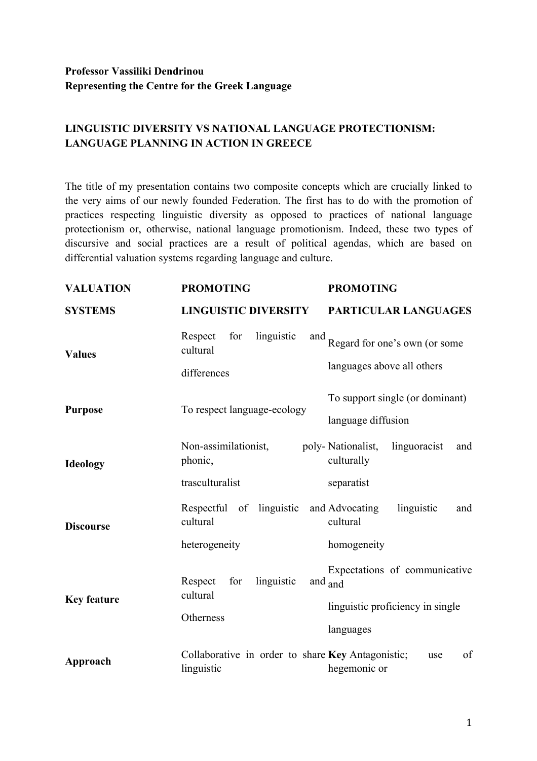**Professor Vassiliki Dendrinou**
**Representing the Centre for the Greek Language**

**LINGUISTIC DIVERSITY VS NATIONAL LANGUAGE PROTECTIONISM: LANGUAGE PLANNING IN ACTION IN GREECE**

The title of my presentation contains two composite concepts which are crucially linked to the very aims of our newly founded Federation. The first has to do with the promotion of practices respecting linguistic diversity as opposed to practices of national language protectionism or, otherwise, national language promotionism. Indeed, these two types of discursive and social practices are a result of political agendas, which are based on differential valuation systems regarding language and culture.

| VALUATION SYSTEMS | PROMOTING LINGUISTIC DIVERSITY | PROMOTING PARTICULAR LANGUAGES |
|---|---|---|
| **Values** | Respect for linguistic and cultural differences | Regard for one's own (or some languages above all others |
| **Purpose** | To respect language-ecology | To support single (or dominant) language diffusion |
| **Ideology** | Non-assimilationist, poly-phonic, trasculturalist | Nationalist, linguoracist and culturally separatist |
| **Discourse** | Respectful of linguistic and cultural heterogeneity | Advocating linguistic and cultural homogeneity |
| **Key feature** | Respect for linguistic and cultural Otherness | Expectations of communicative and linguistic proficiency in single languages |
| **Approach** | Collaborative in order to share linguistic | **Key** Antagonistic; use of hegemonic or |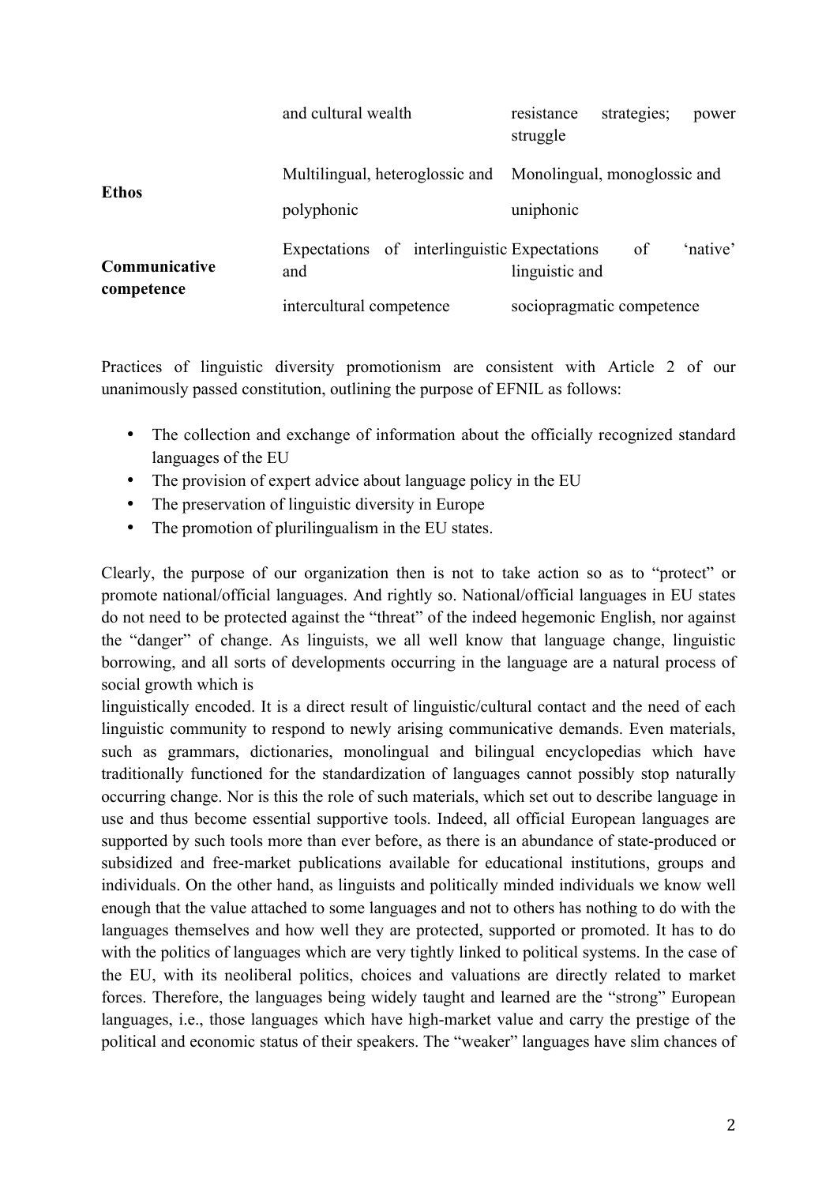| | | |
|---|---|---|
| | and cultural wealth | resistance strategies; power struggle |
| **Ethos** | Multilingual, heteroglossic and polyphonic | Monolingual, monoglossic and uniphonic |
| **Communicative competence** | Expectations of interlinguistic and intercultural competence | Expectations of 'native' linguistic and sociopragmatic competence |

Practices of linguistic diversity promotionism are consistent with Article 2 of our unanimously passed constitution, outlining the purpose of EFNIL as follows:

- The collection and exchange of information about the officially recognized standard languages of the EU
- The provision of expert advice about language policy in the EU
- The preservation of linguistic diversity in Europe
- The promotion of plurilingualism in the EU states.

Clearly, the purpose of our organization then is not to take action so as to "protect" or promote national/official languages. And rightly so. National/official languages in EU states do not need to be protected against the "threat" of the indeed hegemonic English, nor against the "danger" of change. As linguists, we all well know that language change, linguistic borrowing, and all sorts of developments occurring in the language are a natural process of social growth which is linguistically encoded. It is a direct result of linguistic/cultural contact and the need of each linguistic community to respond to newly arising communicative demands. Even materials, such as grammars, dictionaries, monolingual and bilingual encyclopedias which have traditionally functioned for the standardization of languages cannot possibly stop naturally occurring change. Nor is this the role of such materials, which set out to describe language in use and thus become essential supportive tools. Indeed, all official European languages are supported by such tools more than ever before, as there is an abundance of state-produced or subsidized and free-market publications available for educational institutions, groups and individuals. On the other hand, as linguists and politically minded individuals we know well enough that the value attached to some languages and not to others has nothing to do with the languages themselves and how well they are protected, supported or promoted. It has to do with the politics of languages which are very tightly linked to political systems. In the case of the EU, with its neoliberal politics, choices and valuations are directly related to market forces. Therefore, the languages being widely taught and learned are the "strong" European languages, i.e., those languages which have high-market value and carry the prestige of the political and economic status of their speakers. The "weaker" languages have slim chances of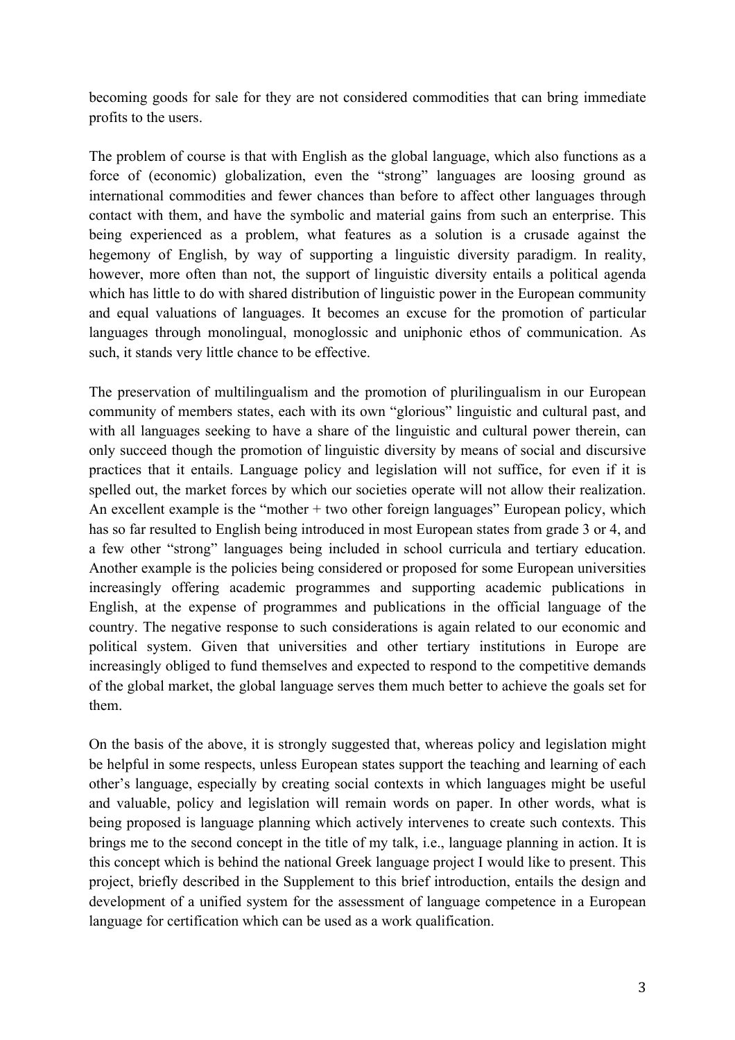becoming goods for sale for they are not considered commodities that can bring immediate profits to the users.

The problem of course is that with English as the global language, which also functions as a force of (economic) globalization, even the "strong" languages are loosing ground as international commodities and fewer chances than before to affect other languages through contact with them, and have the symbolic and material gains from such an enterprise. This being experienced as a problem, what features as a solution is a crusade against the hegemony of English, by way of supporting a linguistic diversity paradigm. In reality, however, more often than not, the support of linguistic diversity entails a political agenda which has little to do with shared distribution of linguistic power in the European community and equal valuations of languages. It becomes an excuse for the promotion of particular languages through monolingual, monoglossic and uniphonic ethos of communication. As such, it stands very little chance to be effective.

The preservation of multilingualism and the promotion of plurilingualism in our European community of members states, each with its own "glorious" linguistic and cultural past, and with all languages seeking to have a share of the linguistic and cultural power therein, can only succeed though the promotion of linguistic diversity by means of social and discursive practices that it entails. Language policy and legislation will not suffice, for even if it is spelled out, the market forces by which our societies operate will not allow their realization. An excellent example is the "mother + two other foreign languages" European policy, which has so far resulted to English being introduced in most European states from grade 3 or 4, and a few other "strong" languages being included in school curricula and tertiary education. Another example is the policies being considered or proposed for some European universities increasingly offering academic programmes and supporting academic publications in English, at the expense of programmes and publications in the official language of the country. The negative response to such considerations is again related to our economic and political system. Given that universities and other tertiary institutions in Europe are increasingly obliged to fund themselves and expected to respond to the competitive demands of the global market, the global language serves them much better to achieve the goals set for them.

On the basis of the above, it is strongly suggested that, whereas policy and legislation might be helpful in some respects, unless European states support the teaching and learning of each other's language, especially by creating social contexts in which languages might be useful and valuable, policy and legislation will remain words on paper. In other words, what is being proposed is language planning which actively intervenes to create such contexts. This brings me to the second concept in the title of my talk, i.e., language planning in action. It is this concept which is behind the national Greek language project I would like to present. This project, briefly described in the Supplement to this brief introduction, entails the design and development of a unified system for the assessment of language competence in a European language for certification which can be used as a work qualification.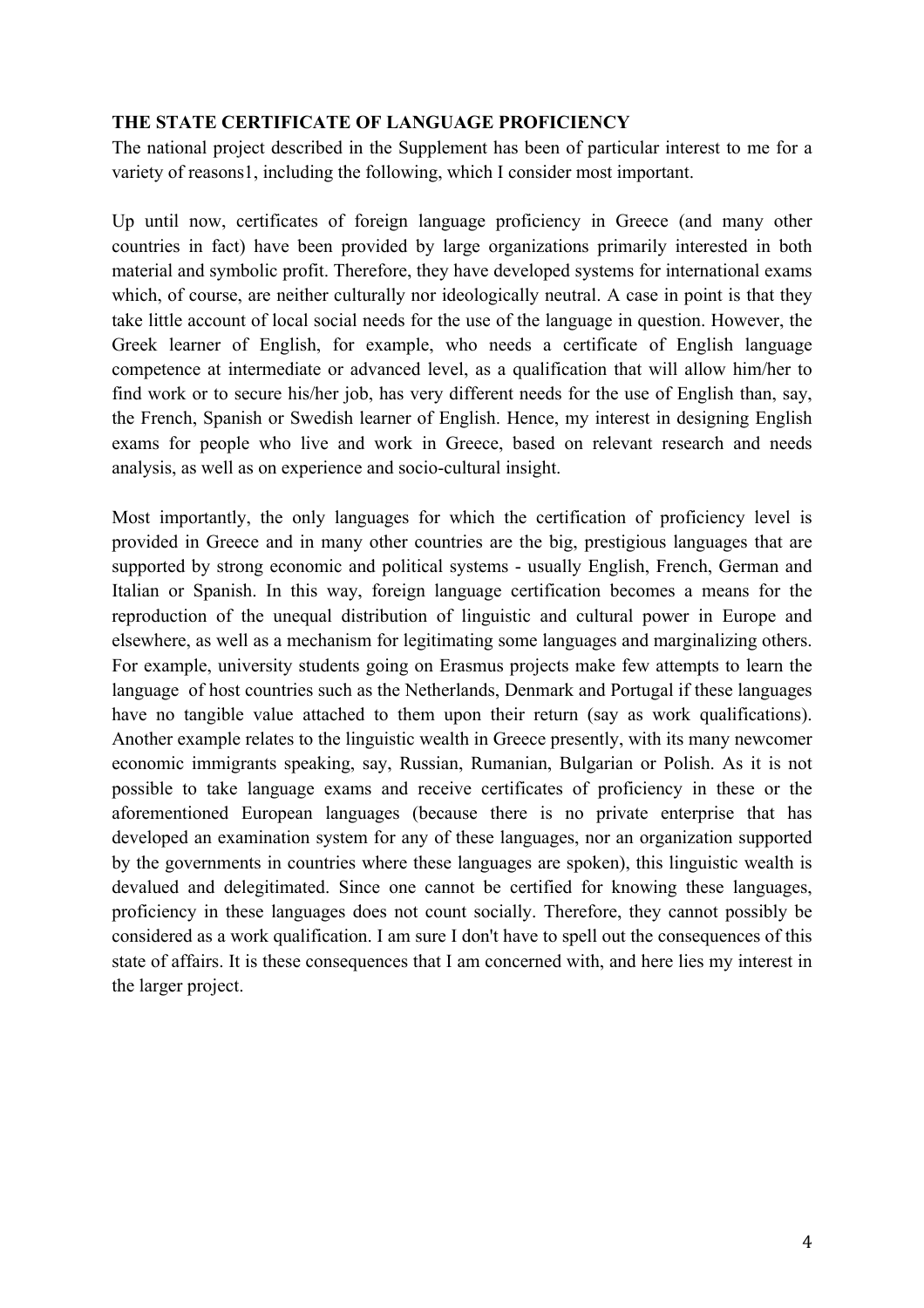**THE STATE CERTIFICATE OF LANGUAGE PROFICIENCY**

The national project described in the Supplement has been of particular interest to me for a variety of reasons1, including the following, which I consider most important.

Up until now, certificates of foreign language proficiency in Greece (and many other countries in fact) have been provided by large organizations primarily interested in both material and symbolic profit. Therefore, they have developed systems for international exams which, of course, are neither culturally nor ideologically neutral. A case in point is that they take little account of local social needs for the use of the language in question. However, the Greek learner of English, for example, who needs a certificate of English language competence at intermediate or advanced level, as a qualification that will allow him/her to find work or to secure his/her job, has very different needs for the use of English than, say, the French, Spanish or Swedish learner of English. Hence, my interest in designing English exams for people who live and work in Greece, based on relevant research and needs analysis, as well as on experience and socio-cultural insight.

Most importantly, the only languages for which the certification of proficiency level is provided in Greece and in many other countries are the big, prestigious languages that are supported by strong economic and political systems - usually English, French, German and Italian or Spanish. In this way, foreign language certification becomes a means for the reproduction of the unequal distribution of linguistic and cultural power in Europe and elsewhere, as well as a mechanism for legitimating some languages and marginalizing others. For example, university students going on Erasmus projects make few attempts to learn the language of host countries such as the Netherlands, Denmark and Portugal if these languages have no tangible value attached to them upon their return (say as work qualifications). Another example relates to the linguistic wealth in Greece presently, with its many newcomer economic immigrants speaking, say, Russian, Rumanian, Bulgarian or Polish. As it is not possible to take language exams and receive certificates of proficiency in these or the aforementioned European languages (because there is no private enterprise that has developed an examination system for any of these languages, nor an organization supported by the governments in countries where these languages are spoken), this linguistic wealth is devalued and delegitimated. Since one cannot be certified for knowing these languages, proficiency in these languages does not count socially. Therefore, they cannot possibly be considered as a work qualification. I am sure I don't have to spell out the consequences of this state of affairs. It is these consequences that I am concerned with, and here lies my interest in the larger project.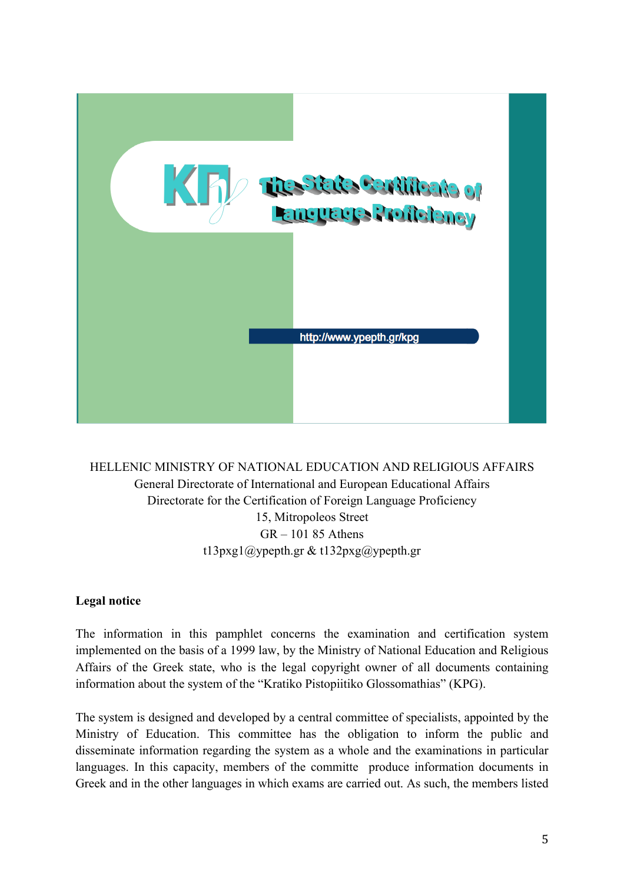KΠγ The State Certificate of Language Proficiency

http://www.ypepth.gr/kpg

HELLENIC MINISTRY OF NATIONAL EDUCATION AND RELIGIOUS AFFAIRS
General Directorate of International and European Educational Affairs
Directorate for the Certification of Foreign Language Proficiency
15, Mitropoleos Street
GR – 101 85 Athens
t13pxg1@ypepth.gr & t132pxg@ypepth.gr

**Legal notice**

The information in this pamphlet concerns the examination and certification system implemented on the basis of a 1999 law, by the Ministry of National Education and Religious Affairs of the Greek state, who is the legal copyright owner of all documents containing information about the system of the "Kratiko Pistopiitiko Glossomathias" (KPG).

The system is designed and developed by a central committee of specialists, appointed by the Ministry of Education. This committee has the obligation to inform the public and disseminate information regarding the system as a whole and the examinations in particular languages. In this capacity, members of the committe produce information documents in Greek and in the other languages in which exams are carried out. As such, the members listed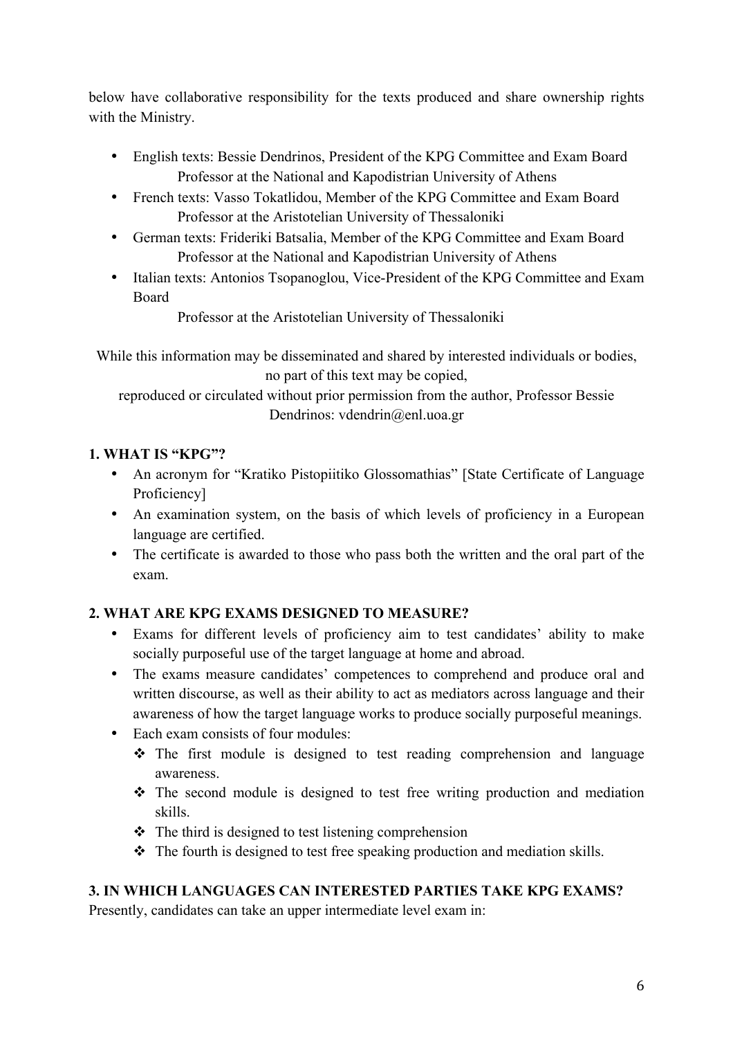below have collaborative responsibility for the texts produced and share ownership rights with the Ministry.

- English texts: Bessie Dendrinos, President of the KPG Committee and Exam Board
  Professor at the National and Kapodistrian University of Athens
- French texts: Vasso Tokatlidou, Member of the KPG Committee and Exam Board
  Professor at the Aristotelian University of Thessaloniki
- German texts: Frideriki Batsalia, Member of the KPG Committee and Exam Board
  Professor at the National and Kapodistrian University of Athens
- Italian texts: Antonios Tsopanoglou, Vice-President of the KPG Committee and Exam Board
  Professor at the Aristotelian University of Thessaloniki

While this information may be disseminated and shared by interested individuals or bodies, no part of this text may be copied,
reproduced or circulated without prior permission from the author, Professor Bessie Dendrinos: vdendrin@enl.uoa.gr

## 1. WHAT IS "KPG"?

- An acronym for "Kratiko Pistopiitiko Glossomathias" [State Certificate of Language Proficiency]
- An examination system, on the basis of which levels of proficiency in a European language are certified.
- The certificate is awarded to those who pass both the written and the oral part of the exam.

## 2. WHAT ARE KPG EXAMS DESIGNED TO MEASURE?

- Exams for different levels of proficiency aim to test candidates' ability to make socially purposeful use of the target language at home and abroad.
- The exams measure candidates' competences to comprehend and produce oral and written discourse, as well as their ability to act as mediators across language and their awareness of how the target language works to produce socially purposeful meanings.
- Each exam consists of four modules:
  - The first module is designed to test reading comprehension and language awareness.
  - The second module is designed to test free writing production and mediation skills.
  - The third is designed to test listening comprehension
  - The fourth is designed to test free speaking production and mediation skills.

## 3. IN WHICH LANGUAGES CAN INTERESTED PARTIES TAKE KPG EXAMS?

Presently, candidates can take an upper intermediate level exam in: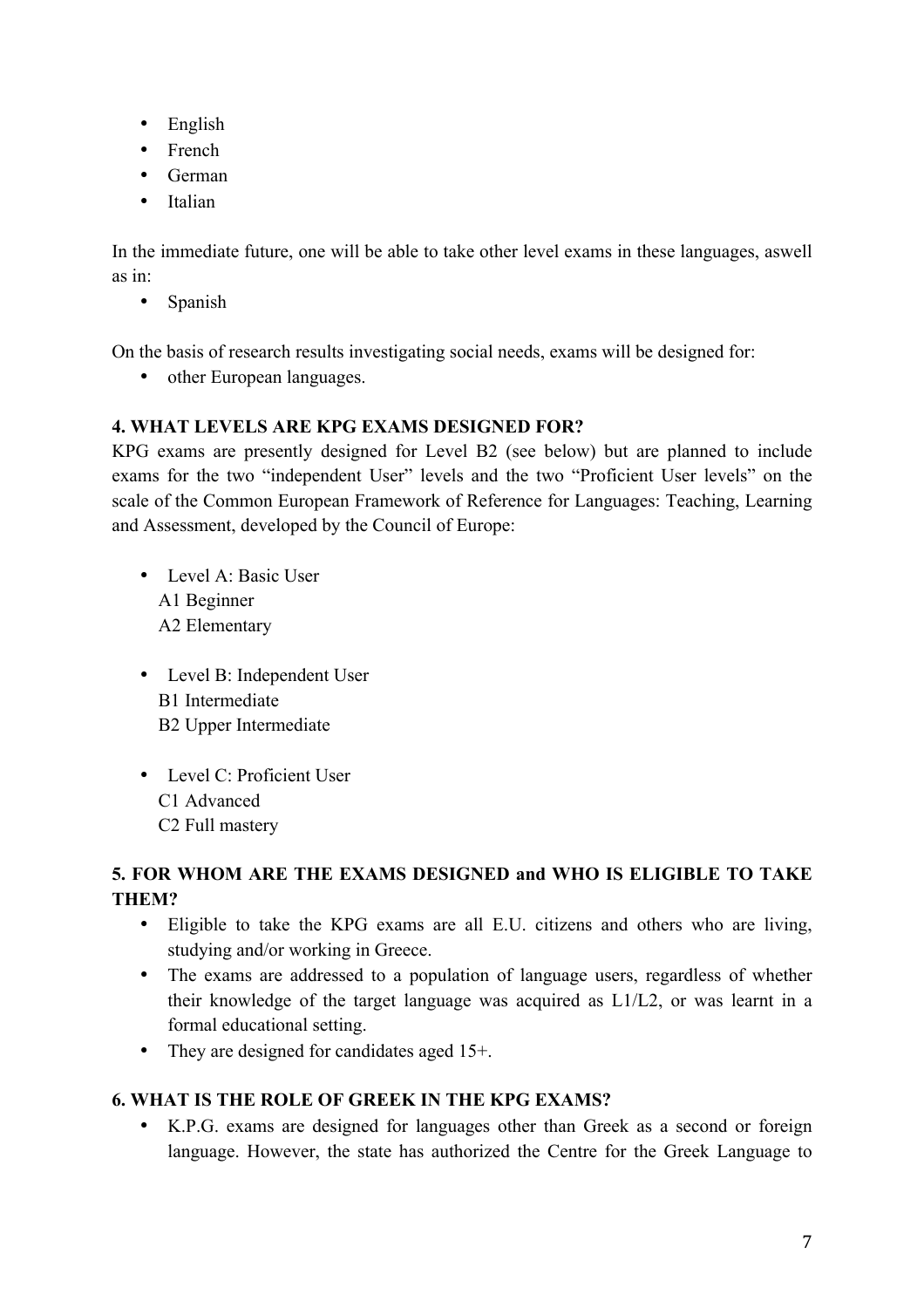- English
- French
- German
- Italian

In the immediate future, one will be able to take other level exams in these languages, aswell as in:

- Spanish

On the basis of research results investigating social needs, exams will be designed for:

- other European languages.

**4. WHAT LEVELS ARE KPG EXAMS DESIGNED FOR?**

KPG exams are presently designed for Level B2 (see below) but are planned to include exams for the two "independent User" levels and the two "Proficient User levels" on the scale of the Common European Framework of Reference for Languages: Teaching, Learning and Assessment, developed by the Council of Europe:

- Level A: Basic User
  A1 Beginner
  A2 Elementary

- Level B: Independent User
  B1 Intermediate
  B2 Upper Intermediate

- Level C: Proficient User
  C1 Advanced
  C2 Full mastery

**5. FOR WHOM ARE THE EXAMS DESIGNED and WHO IS ELIGIBLE TO TAKE THEM?**

- Eligible to take the KPG exams are all E.U. citizens and others who are living, studying and/or working in Greece.
- The exams are addressed to a population of language users, regardless of whether their knowledge of the target language was acquired as L1/L2, or was learnt in a formal educational setting.
- They are designed for candidates aged 15+.

**6. WHAT IS THE ROLE OF GREEK IN THE KPG EXAMS?**

- K.P.G. exams are designed for languages other than Greek as a second or foreign language. However, the state has authorized the Centre for the Greek Language to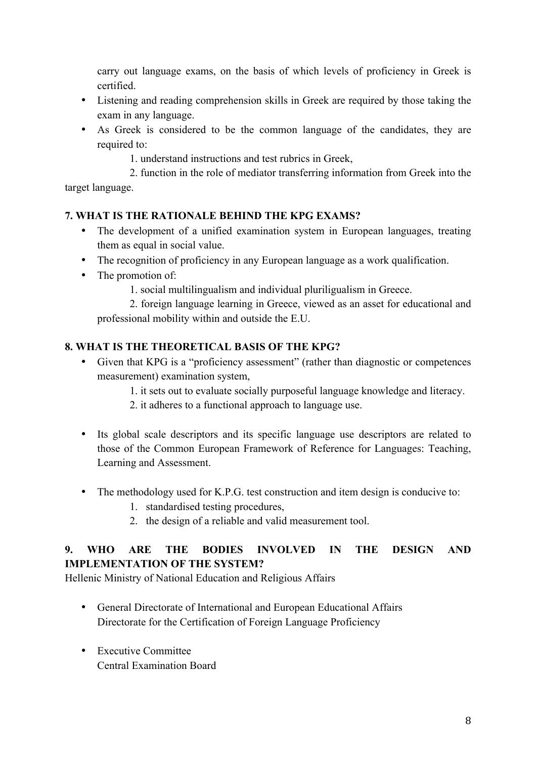carry out language exams, on the basis of which levels of proficiency in Greek is certified.

- Listening and reading comprehension skills in Greek are required by those taking the exam in any language.
- As Greek is considered to be the common language of the candidates, they are required to:

    1. understand instructions and test rubrics in Greek,

    2. function in the role of mediator transferring information from Greek into the target language.

**7. WHAT IS THE RATIONALE BEHIND THE KPG EXAMS?**

- The development of a unified examination system in European languages, treating them as equal in social value.
- The recognition of proficiency in any European language as a work qualification.
- The promotion of:

    1. social multilingualism and individual pluriligualism in Greece.

    2. foreign language learning in Greece, viewed as an asset for educational and professional mobility within and outside the E.U.

**8. WHAT IS THE THEORETICAL BASIS OF THE KPG?**

- Given that KPG is a "proficiency assessment" (rather than diagnostic or competences measurement) examination system,

    1. it sets out to evaluate socially purposeful language knowledge and literacy.

    2. it adheres to a functional approach to language use.

- Its global scale descriptors and its specific language use descriptors are related to those of the Common European Framework of Reference for Languages: Teaching, Learning and Assessment.

- The methodology used for K.P.G. test construction and item design is conducive to:
    1. standardised testing procedures,
    2. the design of a reliable and valid measurement tool.

**9. WHO ARE THE BODIES INVOLVED IN THE DESIGN AND IMPLEMENTATION OF THE SYSTEM?**

Hellenic Ministry of National Education and Religious Affairs

- General Directorate of International and European Educational Affairs
  Directorate for the Certification of Foreign Language Proficiency

- Executive Committee
  Central Examination Board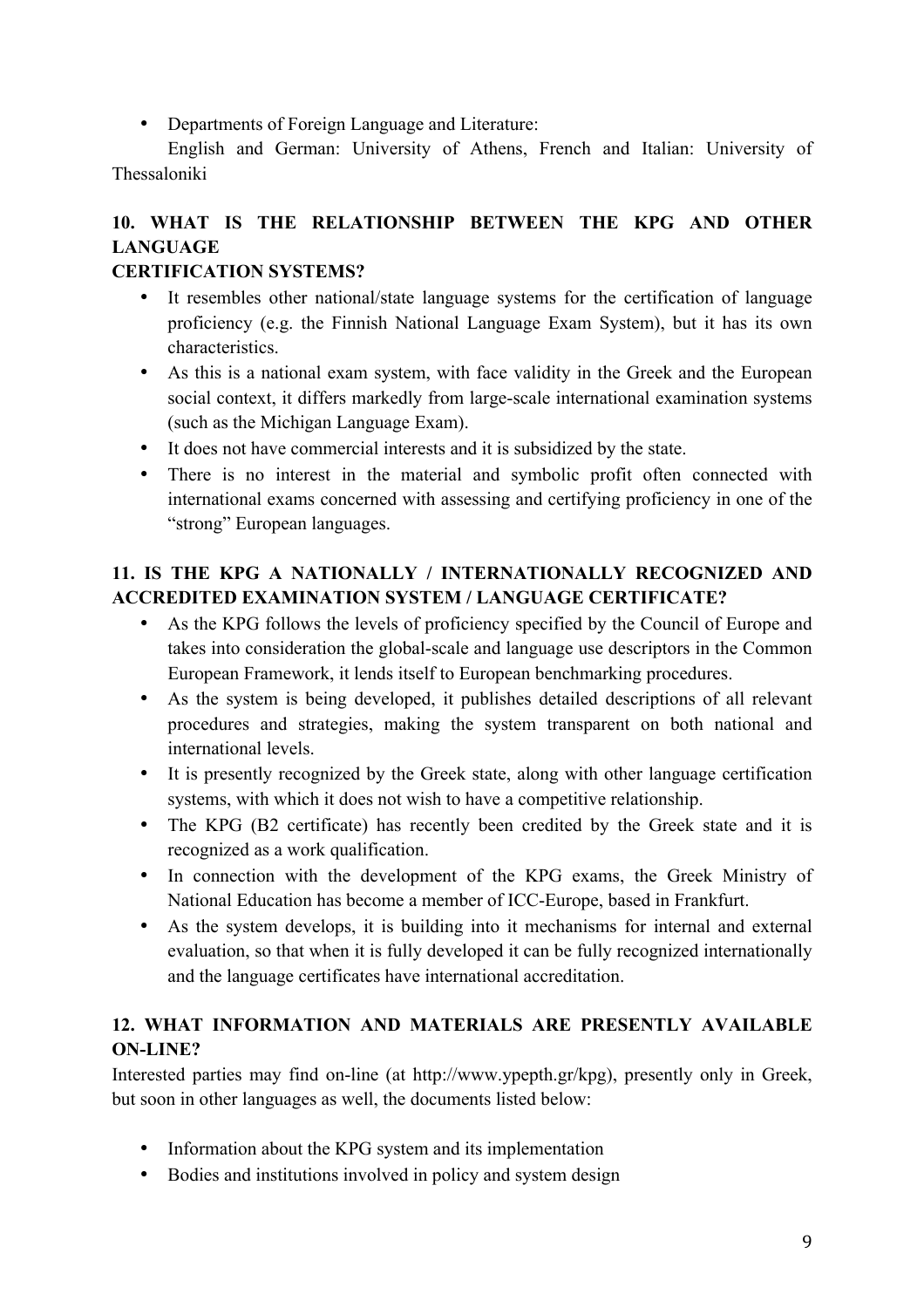- Departments of Foreign Language and Literature:

  English and German: University of Athens, French and Italian: University of Thessaloniki

## 10. WHAT IS THE RELATIONSHIP BETWEEN THE KPG AND OTHER LANGUAGE CERTIFICATION SYSTEMS?

- It resembles other national/state language systems for the certification of language proficiency (e.g. the Finnish National Language Exam System), but it has its own characteristics.
- As this is a national exam system, with face validity in the Greek and the European social context, it differs markedly from large-scale international examination systems (such as the Michigan Language Exam).
- It does not have commercial interests and it is subsidized by the state.
- There is no interest in the material and symbolic profit often connected with international exams concerned with assessing and certifying proficiency in one of the "strong" European languages.

## 11. IS THE KPG A NATIONALLY / INTERNATIONALLY RECOGNIZED AND ACCREDITED EXAMINATION SYSTEM / LANGUAGE CERTIFICATE?

- As the KPG follows the levels of proficiency specified by the Council of Europe and takes into consideration the global-scale and language use descriptors in the Common European Framework, it lends itself to European benchmarking procedures.
- As the system is being developed, it publishes detailed descriptions of all relevant procedures and strategies, making the system transparent on both national and international levels.
- It is presently recognized by the Greek state, along with other language certification systems, with which it does not wish to have a competitive relationship.
- The KPG (B2 certificate) has recently been credited by the Greek state and it is recognized as a work qualification.
- In connection with the development of the KPG exams, the Greek Ministry of National Education has become a member of ICC-Europe, based in Frankfurt.
- As the system develops, it is building into it mechanisms for internal and external evaluation, so that when it is fully developed it can be fully recognized internationally and the language certificates have international accreditation.

## 12. WHAT INFORMATION AND MATERIALS ARE PRESENTLY AVAILABLE ON-LINE?

Interested parties may find on-line (at http://www.ypepth.gr/kpg), presently only in Greek, but soon in other languages as well, the documents listed below:

- Information about the KPG system and its implementation
- Bodies and institutions involved in policy and system design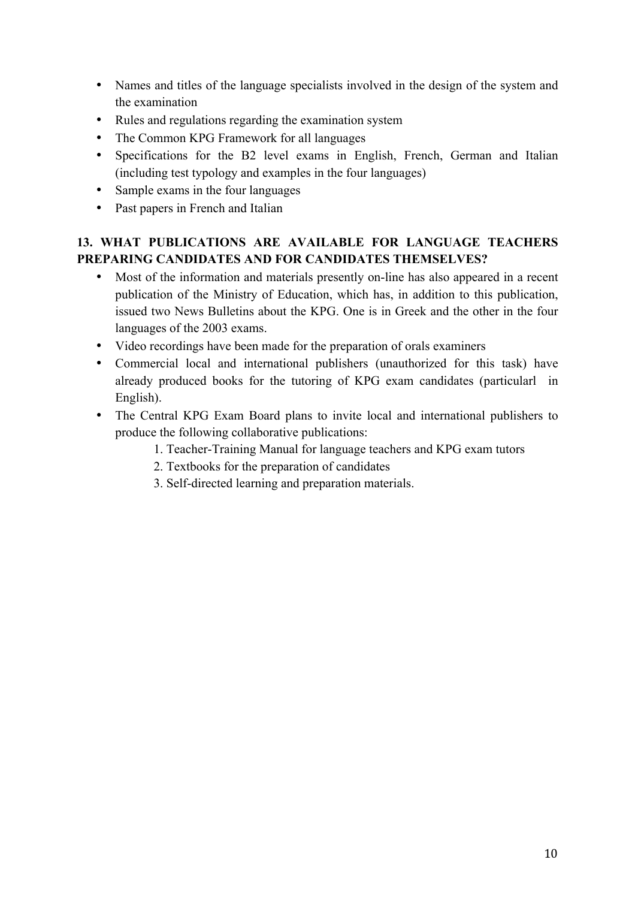- Names and titles of the language specialists involved in the design of the system and the examination
- Rules and regulations regarding the examination system
- The Common KPG Framework for all languages
- Specifications for the B2 level exams in English, French, German and Italian (including test typology and examples in the four languages)
- Sample exams in the four languages
- Past papers in French and Italian

**13. WHAT PUBLICATIONS ARE AVAILABLE FOR LANGUAGE TEACHERS PREPARING CANDIDATES AND FOR CANDIDATES THEMSELVES?**

- Most of the information and materials presently on-line has also appeared in a recent publication of the Ministry of Education, which has, in addition to this publication, issued two News Bulletins about the KPG. One is in Greek and the other in the four languages of the 2003 exams.
- Video recordings have been made for the preparation of orals examiners
- Commercial local and international publishers (unauthorized for this task) have already produced books for the tutoring of KPG exam candidates (particularl in English).
- The Central KPG Exam Board plans to invite local and international publishers to produce the following collaborative publications:
  1. Teacher-Training Manual for language teachers and KPG exam tutors
  2. Textbooks for the preparation of candidates
  3. Self-directed learning and preparation materials.